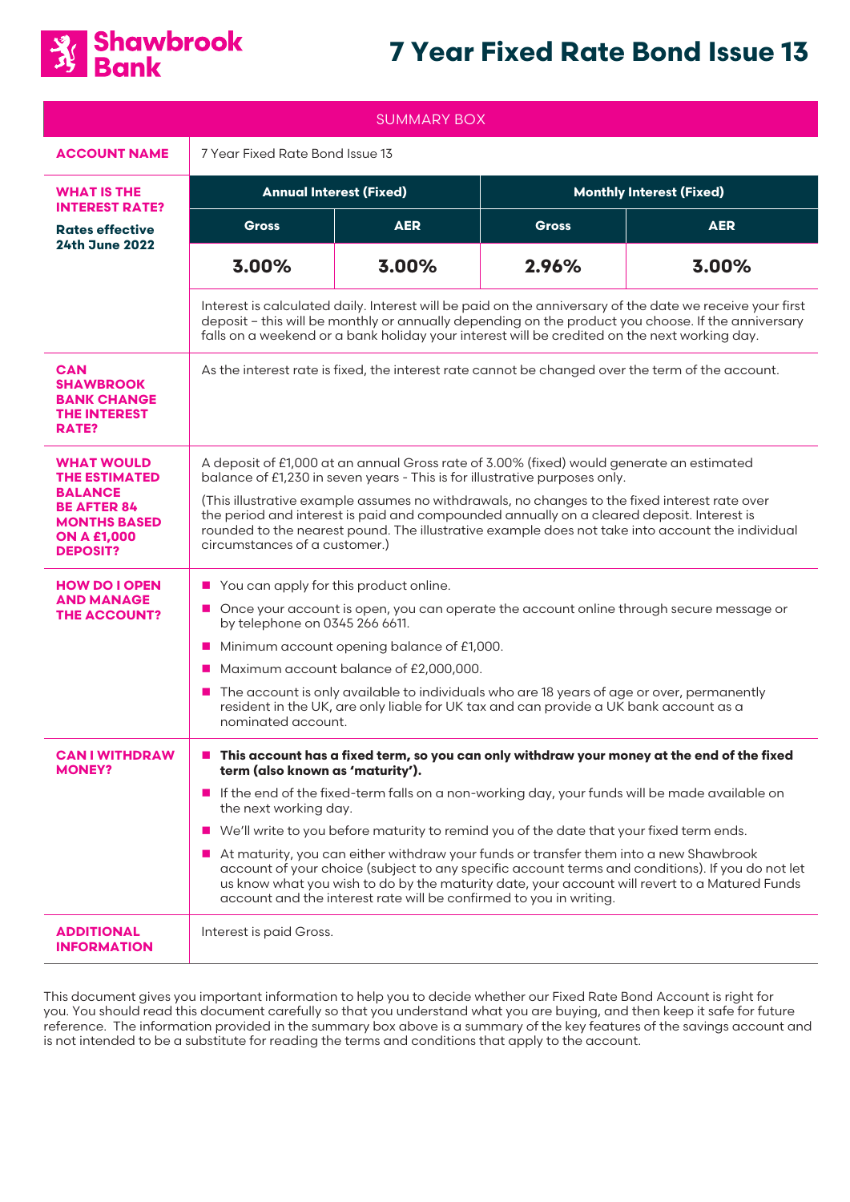Shawbrook Bank

# 7 Year Fixed Rate Bond Issue 13

| SUMMARY BOX | | | | |
|---|---|---|---|---|
| **ACCOUNT NAME** | 7 Year Fixed Rate Bond Issue 13 | | | |
| **WHAT IS THE INTEREST RATE?** **Rates effective 24th June 2022** | **Annual Interest (Fixed)** | | **Monthly Interest (Fixed)** | |
| | **Gross** | **AER** | **Gross** | **AER** |
| | **3.00%** | **3.00%** | **2.96%** | **3.00%** |
| | Interest is calculated daily. Interest will be paid on the anniversary of the date we receive your first deposit – this will be monthly or annually depending on the product you choose. If the anniversary falls on a weekend or a bank holiday your interest will be credited on the next working day. | | | |
| **CAN SHAWBROOK BANK CHANGE THE INTEREST RATE?** | As the interest rate is fixed, the interest rate cannot be changed over the term of the account. | | | |
| **WHAT WOULD THE ESTIMATED BALANCE BE AFTER 84 MONTHS BASED ON A £1,000 DEPOSIT?** | A deposit of £1,000 at an annual Gross rate of 3.00% (fixed) would generate an estimated balance of £1,230 in seven years - This is for illustrative purposes only. (This illustrative example assumes no withdrawals, no changes to the fixed interest rate over the period and interest is paid and compounded annually on a cleared deposit. Interest is rounded to the nearest pound. The illustrative example does not take into account the individual circumstances of a customer.) | | | |
| **HOW DO I OPEN AND MANAGE THE ACCOUNT?** | ■ You can apply for this product online. ■ Once your account is open, you can operate the account online through secure message or by telephone on 0345 266 6611. ■ Minimum account opening balance of £1,000. ■ Maximum account balance of £2,000,000. ■ The account is only available to individuals who are 18 years of age or over, permanently resident in the UK, are only liable for UK tax and can provide a UK bank account as a nominated account. | | | |
| **CAN I WITHDRAW MONEY?** | ■ **This account has a fixed term, so you can only withdraw your money at the end of the fixed term (also known as 'maturity').** ■ If the end of the fixed-term falls on a non-working day, your funds will be made available on the next working day. ■ We'll write to you before maturity to remind you of the date that your fixed term ends. ■ At maturity, you can either withdraw your funds or transfer them into a new Shawbrook account of your choice (subject to any specific account terms and conditions). If you do not let us know what you wish to do by the maturity date, your account will revert to a Matured Funds account and the interest rate will be confirmed to you in writing. | | | |
| **ADDITIONAL INFORMATION** | Interest is paid Gross. | | | |

This document gives you important information to help you to decide whether our Fixed Rate Bond Account is right for you. You should read this document carefully so that you understand what you are buying, and then keep it safe for future reference. The information provided in the summary box above is a summary of the key features of the savings account and is not intended to be a substitute for reading the terms and conditions that apply to the account.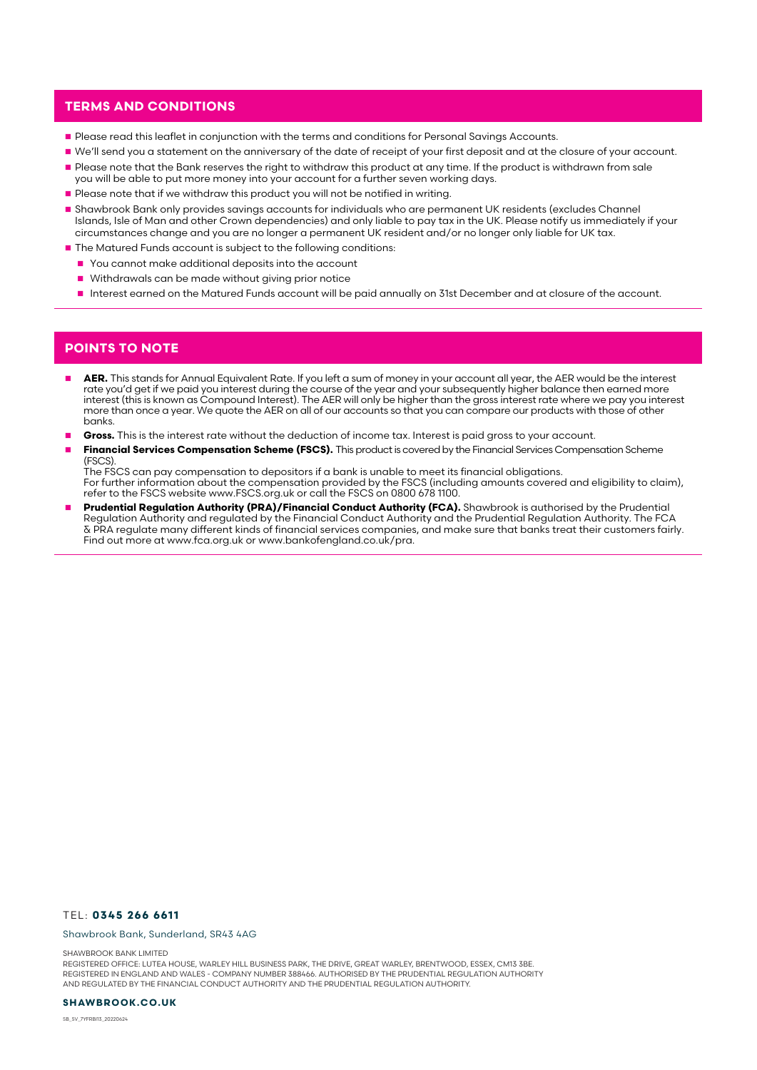## TERMS AND CONDITIONS

- Please read this leaflet in conjunction with the terms and conditions for Personal Savings Accounts.
- We'll send you a statement on the anniversary of the date of receipt of your first deposit and at the closure of your account.
- Please note that the Bank reserves the right to withdraw this product at any time. If the product is withdrawn from sale you will be able to put more money into your account for a further seven working days.
- Please note that if we withdraw this product you will not be notified in writing.
- Shawbrook Bank only provides savings accounts for individuals who are permanent UK residents (excludes Channel Islands, Isle of Man and other Crown dependencies) and only liable to pay tax in the UK. Please notify us immediately if your circumstances change and you are no longer a permanent UK resident and/or no longer only liable for UK tax.
- The Matured Funds account is subject to the following conditions:
  - You cannot make additional deposits into the account
  - Withdrawals can be made without giving prior notice
  - Interest earned on the Matured Funds account will be paid annually on 31st December and at closure of the account.

## POINTS TO NOTE

- **AER.** This stands for Annual Equivalent Rate. If you left a sum of money in your account all year, the AER would be the interest rate you'd get if we paid you interest during the course of the year and your subsequently higher balance then earned more interest (this is known as Compound Interest). The AER will only be higher than the gross interest rate where we pay you interest more than once a year. We quote the AER on all of our accounts so that you can compare our products with those of other banks.
- **Gross.** This is the interest rate without the deduction of income tax. Interest is paid gross to your account.
- **Financial Services Compensation Scheme (FSCS).** This product is covered by the Financial Services Compensation Scheme (FSCS).
  The FSCS can pay compensation to depositors if a bank is unable to meet its financial obligations.
  For further information about the compensation provided by the FSCS (including amounts covered and eligibility to claim), refer to the FSCS website www.FSCS.org.uk or call the FSCS on 0800 678 1100.
- **Prudential Regulation Authority (PRA)/Financial Conduct Authority (FCA).** Shawbrook is authorised by the Prudential Regulation Authority and regulated by the Financial Conduct Authority and the Prudential Regulation Authority. The FCA & PRA regulate many different kinds of financial services companies, and make sure that banks treat their customers fairly. Find out more at www.fca.org.uk or www.bankofengland.co.uk/pra.

TEL: **0345 266 6611**

Shawbrook Bank, Sunderland, SR43 4AG

SHAWBROOK BANK LIMITED
REGISTERED OFFICE: LUTEA HOUSE, WARLEY HILL BUSINESS PARK, THE DRIVE, GREAT WARLEY, BRENTWOOD, ESSEX, CM13 3BE.
REGISTERED IN ENGLAND AND WALES - COMPANY NUMBER 388466. AUTHORISED BY THE PRUDENTIAL REGULATION AUTHORITY AND REGULATED BY THE FINANCIAL CONDUCT AUTHORITY AND THE PRUDENTIAL REGULATION AUTHORITY.

**SHAWBROOK.CO.UK**

SB_SV_7YFRBI13_20220624